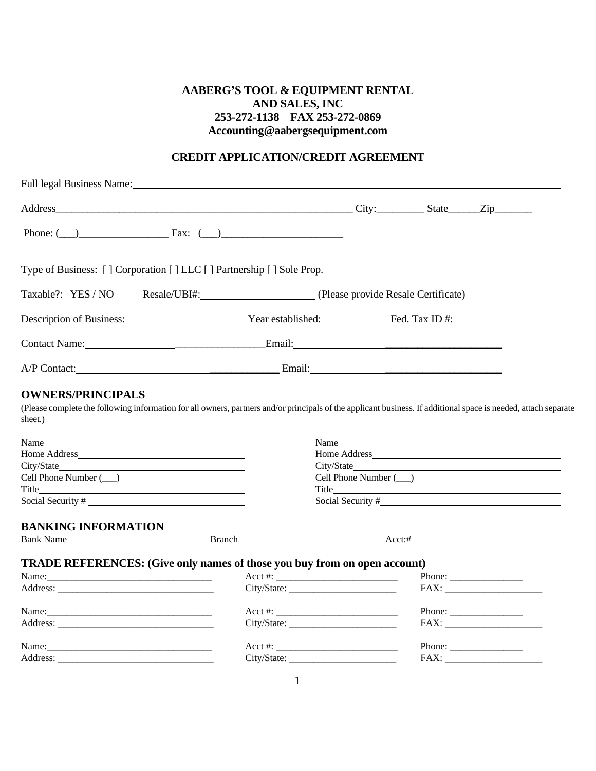**AABERG'S TOOL & EQUIPMENT RENTAL**
**AND SALES, INC**
**253-272-1138 FAX 253-272-0869**
**Accounting@aabergsequipment.com**

## CREDIT APPLICATION/CREDIT AGREEMENT

Full legal Business Name:______________________________________________

Address______________________________________________ City:_________ State______Zip_______

Phone: (___)_________________ Fax: (___)_______________________

Type of Business: [ ] Corporation [ ] LLC [ ] Partnership [ ] Sole Prop.

Taxable?: YES / NO Resale/UBI#:_____________________ (Please provide Resale Certificate)

Description of Business:______________________ Year established: ___________ Fed. Tax ID #:____________________

Contact Name:__________________________________Email:_______________________________________

A/P Contact:_____________________________________ Email:____________________________________

## OWNERS/PRINCIPALS

(Please complete the following information for all owners, partners and/or principals of the applicant business. If additional space is needed, attach separate sheet.)

Name________________________________________
Home Address_________________________________
City/State____________________________________
Cell Phone Number (___)________________________
Title_________________________________________
Social Security # ______________________________

Name________________________________________
Home Address_________________________________
City/State____________________________________
Cell Phone Number (___)________________________
Title_________________________________________
Social Security #_______________________________

## BANKING INFORMATION

Bank Name______________________ Branch_______________________ Acct:#________________________

## TRADE REFERENCES: (Give only names of those you buy from on open account)

Name:__________________________________ Acct #: _________________________ Phone: _______________
Address: _________________________________ City/State: ______________________ FAX: ____________________

Name:__________________________________ Acct #: _________________________ Phone: _______________
Address: _________________________________ City/State: ______________________ FAX: ____________________

Name:__________________________________ Acct #: _________________________ Phone: _______________
Address: _________________________________ City/State: ______________________ FAX: ____________________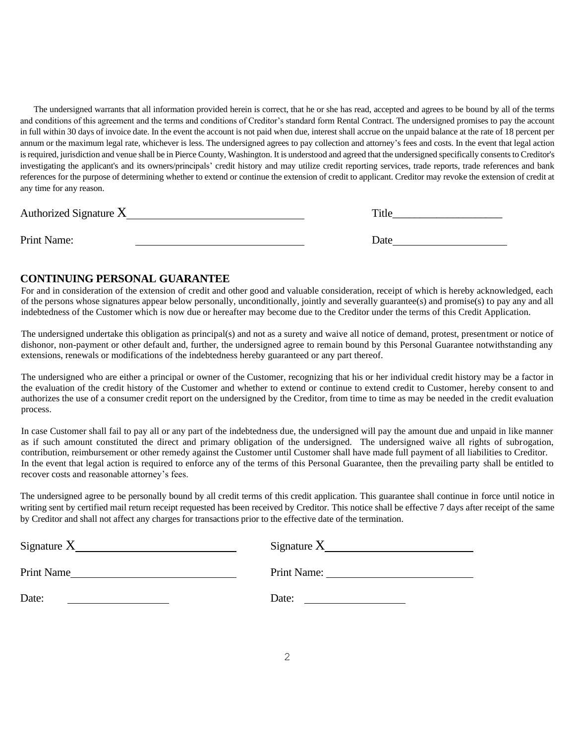The undersigned warrants that all information provided herein is correct, that he or she has read, accepted and agrees to be bound by all of the terms and conditions of this agreement and the terms and conditions of Creditor's standard form Rental Contract. The undersigned promises to pay the account in full within 30 days of invoice date. In the event the account is not paid when due, interest shall accrue on the unpaid balance at the rate of 18 percent per annum or the maximum legal rate, whichever is less. The undersigned agrees to pay collection and attorney's fees and costs. In the event that legal action is required, jurisdiction and venue shall be in Pierce County, Washington. It is understood and agreed that the undersigned specifically consents to Creditor's investigating the applicant's and its owners/principals' credit history and may utilize credit reporting services, trade reports, trade references and bank references for the purpose of determining whether to extend or continue the extension of credit to applicant. Creditor may revoke the extension of credit at any time for any reason.

Authorized Signature X_______________________________ Title___________________

Print Name: _______________________________ Date___________________

## CONTINUING PERSONAL GUARANTEE

For and in consideration of the extension of credit and other good and valuable consideration, receipt of which is hereby acknowledged, each of the persons whose signatures appear below personally, unconditionally, jointly and severally guarantee(s) and promise(s) to pay any and all indebtedness of the Customer which is now due or hereafter may become due to the Creditor under the terms of this Credit Application.

The undersigned undertake this obligation as principal(s) and not as a surety and waive all notice of demand, protest, presentment or notice of dishonor, non-payment or other default and, further, the undersigned agree to remain bound by this Personal Guarantee notwithstanding any extensions, renewals or modifications of the indebtedness hereby guaranteed or any part thereof.

The undersigned who are either a principal or owner of the Customer, recognizing that his or her individual credit history may be a factor in the evaluation of the credit history of the Customer and whether to extend or continue to extend credit to Customer, hereby consent to and authorizes the use of a consumer credit report on the undersigned by the Creditor, from time to time as may be needed in the credit evaluation process.

In case Customer shall fail to pay all or any part of the indebtedness due, the undersigned will pay the amount due and unpaid in like manner as if such amount constituted the direct and primary obligation of the undersigned. The undersigned waive all rights of subrogation, contribution, reimbursement or other remedy against the Customer until Customer shall have made full payment of all liabilities to Creditor. In the event that legal action is required to enforce any of the terms of this Personal Guarantee, then the prevailing party shall be entitled to recover costs and reasonable attorney's fees.

The undersigned agree to be personally bound by all credit terms of this credit application. This guarantee shall continue in force until notice in writing sent by certified mail return receipt requested has been received by Creditor. This notice shall be effective 7 days after receipt of the same by Creditor and shall not affect any charges for transactions prior to the effective date of the termination.

Signature X___________________________ Signature X___________________________

Print Name___________________________ Print Name: ___________________________

Date: ___________________ Date: ___________________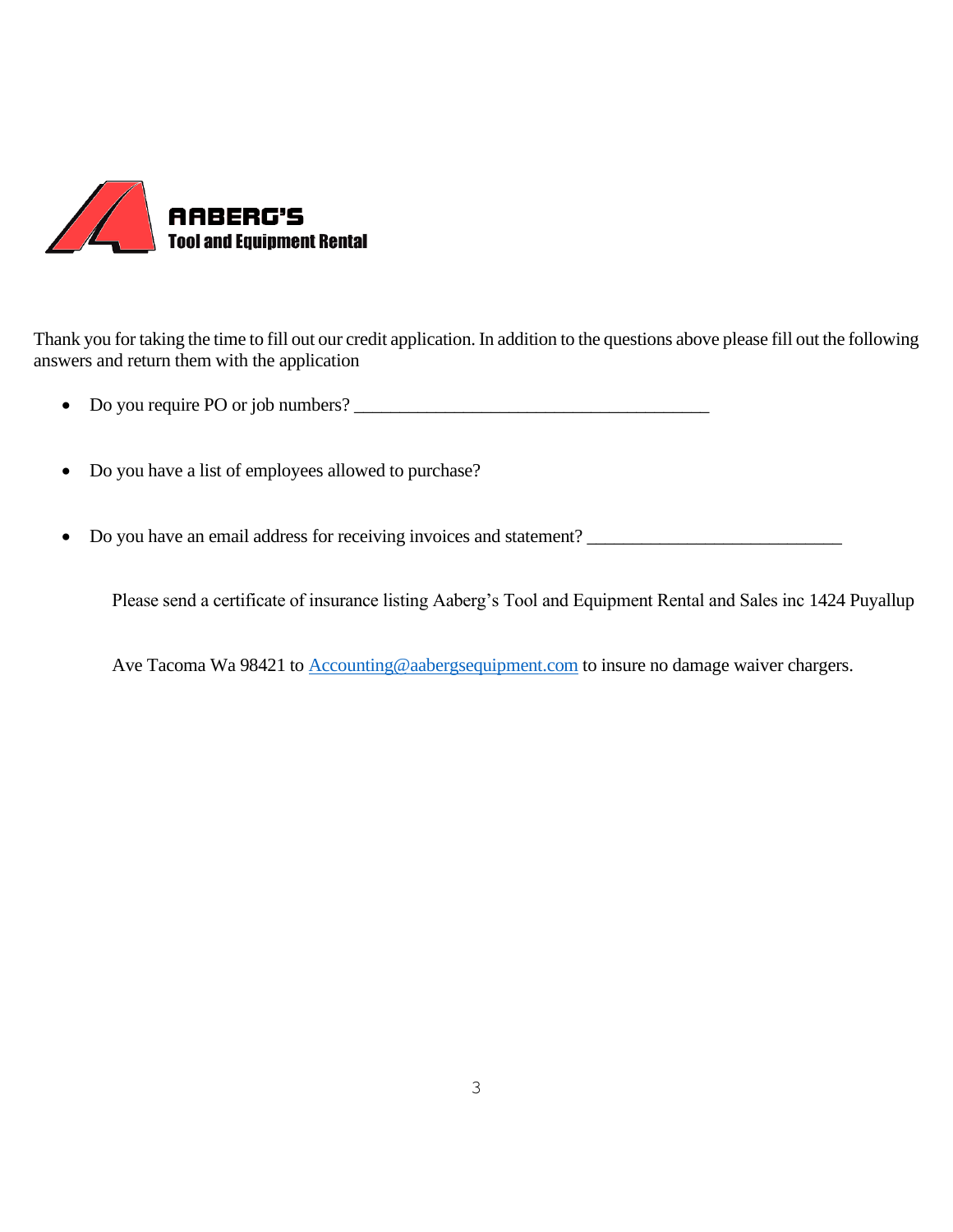**AABERG'S**
**Tool and Equipment Rental**

Thank you for taking the time to fill out our credit application. In addition to the questions above please fill out the following answers and return them with the application

- Do you require PO or job numbers? _______________________________________
- Do you have a list of employees allowed to purchase?
- Do you have an email address for receiving invoices and statement? ____________________________

Please send a certificate of insurance listing Aaberg's Tool and Equipment Rental and Sales inc 1424 Puyallup Ave Tacoma Wa 98421 to [Accounting@aabergsequipment.com](mailto:Accounting@aabergsequipment.com) to insure no damage waiver chargers.